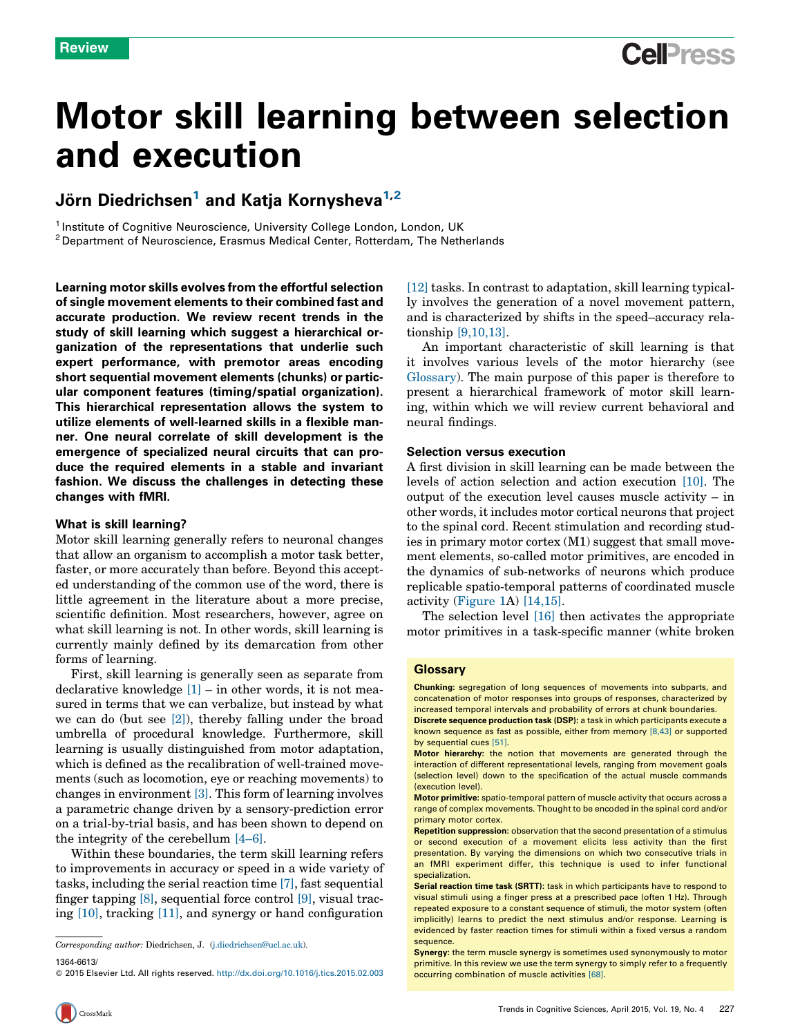Review

# Motor skill learning between selection and execution

Jörn Diedrichsen[1] and Katja Kornysheva[1,2]

[1] Institute of Cognitive Neuroscience, University College London, London, UK
[2] Department of Neuroscience, Erasmus Medical Center, Rotterdam, The Netherlands

**Learning motor skills evolves from the effortful selection of single movement elements to their combined fast and accurate production. We review recent trends in the study of skill learning which suggest a hierarchical organization of the representations that underlie such expert performance, with premotor areas encoding short sequential movement elements (chunks) or particular component features (timing/spatial organization). This hierarchical representation allows the system to utilize elements of well-learned skills in a flexible manner. One neural correlate of skill development is the emergence of specialized neural circuits that can produce the required elements in a stable and invariant fashion. We discuss the challenges in detecting these changes with fMRI.**

## What is skill learning?

Motor skill learning generally refers to neuronal changes that allow an organism to accomplish a motor task better, faster, or more accurately than before. Beyond this accepted understanding of the common use of the word, there is little agreement in the literature about a more precise, scientific definition. Most researchers, however, agree on what skill learning is not. In other words, skill learning is currently mainly defined by its demarcation from other forms of learning.

First, skill learning is generally seen as separate from declarative knowledge [1] – in other words, it is not measured in terms that we can verbalize, but instead by what we can do (but see [2]), thereby falling under the broad umbrella of procedural knowledge. Furthermore, skill learning is usually distinguished from motor adaptation, which is defined as the recalibration of well-trained movements (such as locomotion, eye or reaching movements) to changes in environment [3]. This form of learning involves a parametric change driven by a sensory-prediction error on a trial-by-trial basis, and has been shown to depend on the integrity of the cerebellum [4–6].

Within these boundaries, the term skill learning refers to improvements in accuracy or speed in a wide variety of tasks, including the serial reaction time [7], fast sequential finger tapping [8], sequential force control [9], visual tracing [10], tracking [11], and synergy or hand configuration [12] tasks. In contrast to adaptation, skill learning typically involves the generation of a novel movement pattern, and is characterized by shifts in the speed–accuracy relationship [9,10,13].

An important characteristic of skill learning is that it involves various levels of the motor hierarchy (see Glossary). The main purpose of this paper is therefore to present a hierarchical framework of motor skill learning, within which we will review current behavioral and neural findings.

## Selection versus execution

A first division in skill learning can be made between the levels of action selection and action execution [10]. The output of the execution level causes muscle activity – in other words, it includes motor cortical neurons that project to the spinal cord. Recent stimulation and recording studies in primary motor cortex (M1) suggest that small movement elements, so-called motor primitives, are encoded in the dynamics of sub-networks of neurons which produce replicable spatio-temporal patterns of coordinated muscle activity (Figure 1A) [14,15].

The selection level [16] then activates the appropriate motor primitives in a task-specific manner (white broken

### Glossary

**Chunking:** segregation of long sequences of movements into subparts, and concatenation of motor responses into groups of responses, characterized by increased temporal intervals and probability of errors at chunk boundaries.

**Discrete sequence production task (DSP):** a task in which participants execute a known sequence as fast as possible, either from memory [8,43] or supported by sequential cues [51].

**Motor hierarchy:** the notion that movements are generated through the interaction of different representational levels, ranging from movement goals (selection level) down to the specification of the actual muscle commands (execution level).

**Motor primitive:** spatio-temporal pattern of muscle activity that occurs across a range of complex movements. Thought to be encoded in the spinal cord and/or primary motor cortex.

**Repetition suppression:** observation that the second presentation of a stimulus or second execution of a movement elicits less activity than the first presentation. By varying the dimensions on which two consecutive trials in an fMRI experiment differ, this technique is used to infer functional specialization.

**Serial reaction time task (SRTT):** task in which participants have to respond to visual stimuli using a finger press at a prescribed pace (often 1 Hz). Through repeated exposure to a constant sequence of stimuli, the motor system (often implicitly) learns to predict the next stimulus and/or response. Learning is evidenced by faster reaction times for stimuli within a fixed versus a random sequence.

**Synergy:** the term muscle synergy is sometimes used synonymously to motor primitive. In this review we use the term synergy to simply refer to a frequently occurring combination of muscle activities [68].

*Corresponding author:* Diedrichsen, J. (j.diedrichsen@ucl.ac.uk).

1364-6613/
© 2015 Elsevier Ltd. All rights reserved. http://dx.doi.org/10.1016/j.tics.2015.02.003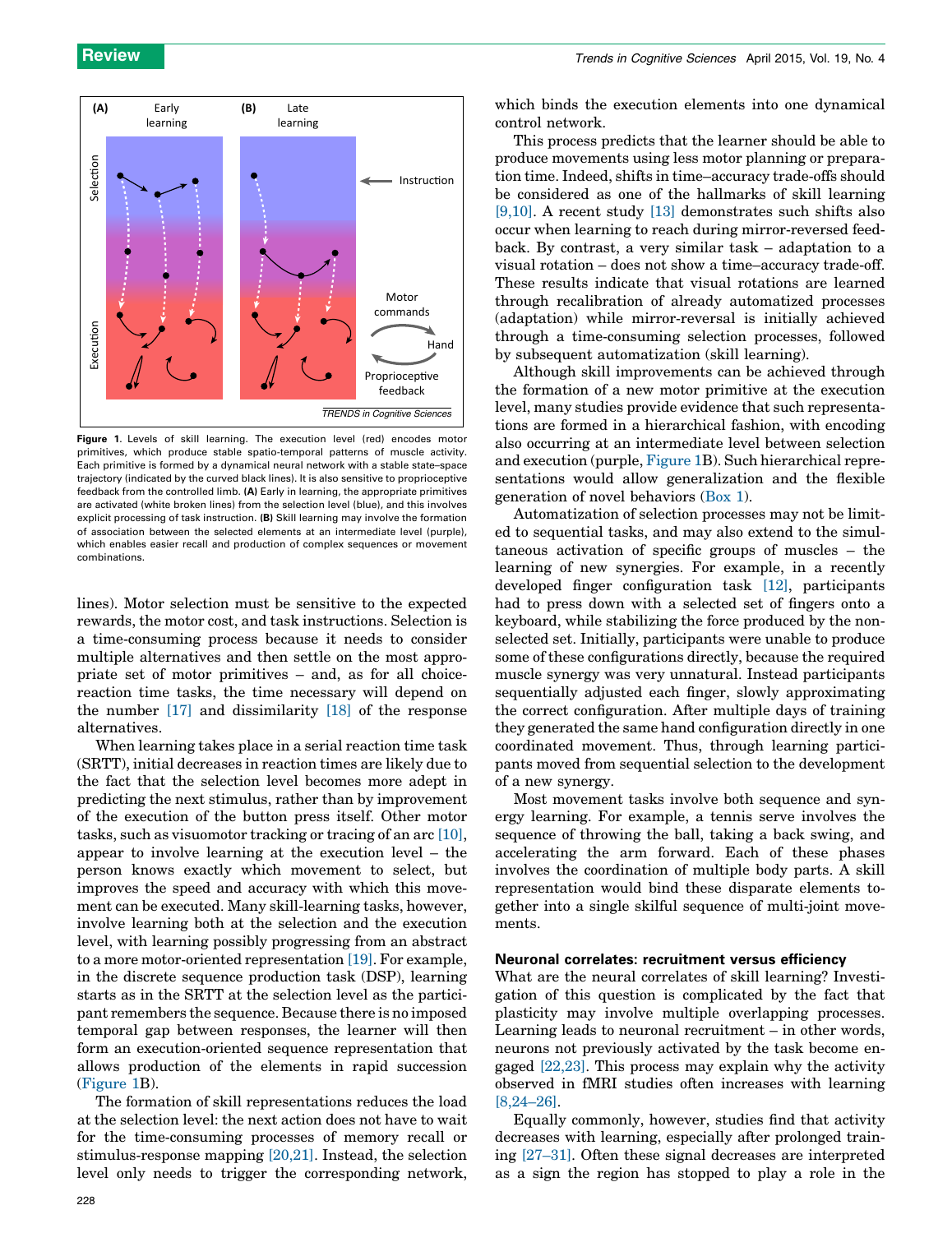(A) Early learning

(B) Late learning

Selection

Execution

Instruction

Motor commands

Hand

Proprioceptive feedback

TRENDS in Cognitive Sciences

**Figure 1.** Levels of skill learning. The execution level (red) encodes motor primitives, which produce stable spatio-temporal patterns of muscle activity. Each primitive is formed by a dynamical neural network with a stable state–space trajectory (indicated by the curved black lines). It is also sensitive to proprioceptive feedback from the controlled limb. **(A)** Early in learning, the appropriate primitives are activated (white broken lines) from the selection level (blue), and this involves explicit processing of task instruction. **(B)** Skill learning may involve the formation of association between the selected elements at an intermediate level (purple), which enables easier recall and production of complex sequences or movement combinations.

lines). Motor selection must be sensitive to the expected rewards, the motor cost, and task instructions. Selection is a time-consuming process because it needs to consider multiple alternatives and then settle on the most appropriate set of motor primitives – and, as for all choice-reaction time tasks, the time necessary will depend on the number [17] and dissimilarity [18] of the response alternatives.

When learning takes place in a serial reaction time task (SRTT), initial decreases in reaction times are likely due to the fact that the selection level becomes more adept in predicting the next stimulus, rather than by improvement of the execution of the button press itself. Other motor tasks, such as visuomotor tracking or tracing of an arc [10], appear to involve learning at the execution level – the person knows exactly which movement to select, but improves the speed and accuracy with which this movement can be executed. Many skill-learning tasks, however, involve learning both at the selection and the execution level, with learning possibly progressing from an abstract to a more motor-oriented representation [19]. For example, in the discrete sequence production task (DSP), learning starts as in the SRTT at the selection level as the participant remembers the sequence. Because there is no imposed temporal gap between responses, the learner will then form an execution-oriented sequence representation that allows production of the elements in rapid succession (Figure 1B).

The formation of skill representations reduces the load at the selection level: the next action does not have to wait for the time-consuming processes of memory recall or stimulus-response mapping [20,21]. Instead, the selection level only needs to trigger the corresponding network, which binds the execution elements into one dynamical control network.

This process predicts that the learner should be able to produce movements using less motor planning or preparation time. Indeed, shifts in time–accuracy trade-offs should be considered as one of the hallmarks of skill learning [9,10]. A recent study [13] demonstrates such shifts also occur when learning to reach during mirror-reversed feedback. By contrast, a very similar task – adaptation to a visual rotation – does not show a time–accuracy trade-off. These results indicate that visual rotations are learned through recalibration of already automatized processes (adaptation) while mirror-reversal is initially achieved through a time-consuming selection processes, followed by subsequent automatization (skill learning).

Although skill improvements can be achieved through the formation of a new motor primitive at the execution level, many studies provide evidence that such representations are formed in a hierarchical fashion, with encoding also occurring at an intermediate level between selection and execution (purple, Figure 1B). Such hierarchical representations would allow generalization and the flexible generation of novel behaviors (Box 1).

Automatization of selection processes may not be limited to sequential tasks, and may also extend to the simultaneous activation of specific groups of muscles – the learning of new synergies. For example, in a recently developed finger configuration task [12], participants had to press down with a selected set of fingers onto a keyboard, while stabilizing the force produced by the non-selected set. Initially, participants were unable to produce some of these configurations directly, because the required muscle synergy was very unnatural. Instead participants sequentially adjusted each finger, slowly approximating the correct configuration. After multiple days of training they generated the same hand configuration directly in one coordinated movement. Thus, through learning participants moved from sequential selection to the development of a new synergy.

Most movement tasks involve both sequence and synergy learning. For example, a tennis serve involves the sequence of throwing the ball, taking a back swing, and accelerating the arm forward. Each of these phases involves the coordination of multiple body parts. A skill representation would bind these disparate elements together into a single skilful sequence of multi-joint movements.

## Neuronal correlates: recruitment versus efficiency

What are the neural correlates of skill learning? Investigation of this question is complicated by the fact that plasticity may involve multiple overlapping processes. Learning leads to neuronal recruitment – in other words, neurons not previously activated by the task become engaged [22,23]. This process may explain why the activity observed in fMRI studies often increases with learning [8,24–26].

Equally commonly, however, studies find that activity decreases with learning, especially after prolonged training [27–31]. Often these signal decreases are interpreted as a sign the region has stopped to play a role in the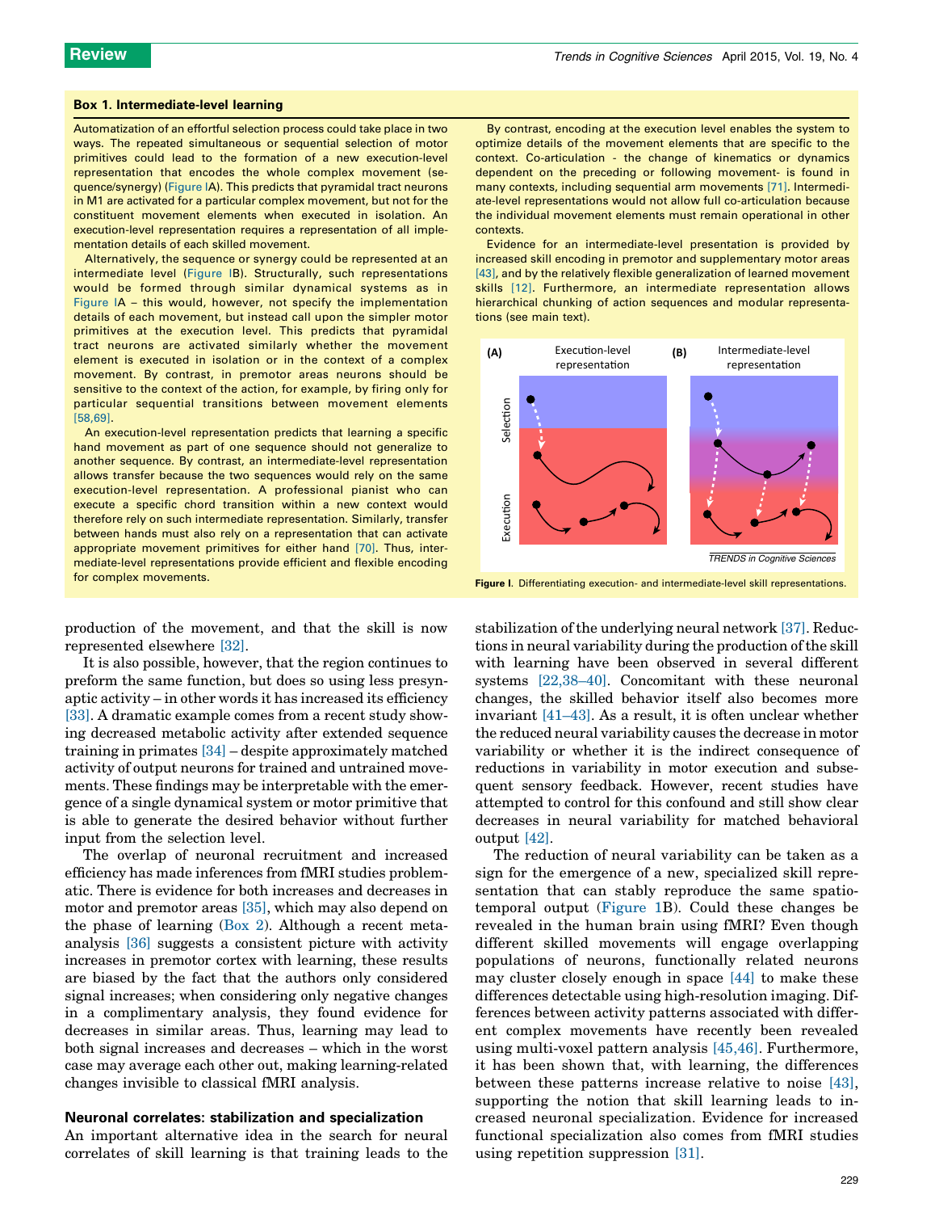### Box 1. Intermediate-level learning

Automatization of an effortful selection process could take place in two ways. The repeated simultaneous or sequential selection of motor primitives could lead to the formation of a new execution-level representation that encodes the whole complex movement (sequence/synergy) (Figure IA). This predicts that pyramidal tract neurons in M1 are activated for a particular complex movement, but not for the constituent movement elements when executed in isolation. An execution-level representation requires a representation of all implementation details of each skilled movement.

Alternatively, the sequence or synergy could be represented at an intermediate level (Figure IB). Structurally, such representations would be formed through similar dynamical systems as in Figure IA – this would, however, not specify the implementation details of each movement, but instead call upon the simpler motor primitives at the execution level. This predicts that pyramidal tract neurons are activated similarly whether the movement element is executed in isolation or in the context of a complex movement. By contrast, in premotor areas neurons should be sensitive to the context of the action, for example, by firing only for particular sequential transitions between movement elements [58,69].

An execution-level representation predicts that learning a specific hand movement as part of one sequence should not generalize to another sequence. By contrast, an intermediate-level representation allows transfer because the two sequences would rely on the same execution-level representation. A professional pianist who can execute a specific chord transition within a new context would therefore rely on such intermediate representation. Similarly, transfer between hands must also rely on a representation that can activate appropriate movement primitives for either hand [70]. Thus, intermediate-level representations provide efficient and flexible encoding for complex movements.

By contrast, encoding at the execution level enables the system to optimize details of the movement elements that are specific to the context. Co-articulation - the change of kinematics or dynamics dependent on the preceding or following movement- is found in many contexts, including sequential arm movements [71]. Intermediate-level representations would not allow full co-articulation because the individual movement elements must remain operational in other contexts.

Evidence for an intermediate-level presentation is provided by increased skill encoding in premotor and supplementary motor areas [43], and by the relatively flexible generalization of learned movement skills [12]. Furthermore, an intermediate representation allows hierarchical chunking of action sequences and modular representations (see main text).

**Figure I.** Differentiating execution- and intermediate-level skill representations.

production of the movement, and that the skill is now represented elsewhere [32].

It is also possible, however, that the region continues to preform the same function, but does so using less presynaptic activity – in other words it has increased its efficiency [33]. A dramatic example comes from a recent study showing decreased metabolic activity after extended sequence training in primates [34] – despite approximately matched activity of output neurons for trained and untrained movements. These findings may be interpretable with the emergence of a single dynamical system or motor primitive that is able to generate the desired behavior without further input from the selection level.

The overlap of neuronal recruitment and increased efficiency has made inferences from fMRI studies problematic. There is evidence for both increases and decreases in motor and premotor areas [35], which may also depend on the phase of learning (Box 2). Although a recent meta-analysis [36] suggests a consistent picture with activity increases in premotor cortex with learning, these results are biased by the fact that the authors only considered signal increases; when considering only negative changes in a complimentary analysis, they found evidence for decreases in similar areas. Thus, learning may lead to both signal increases and decreases – which in the worst case may average each other out, making learning-related changes invisible to classical fMRI analysis.

## Neuronal correlates: stabilization and specialization

An important alternative idea in the search for neural correlates of skill learning is that training leads to the stabilization of the underlying neural network [37]. Reductions in neural variability during the production of the skill with learning have been observed in several different systems [22,38–40]. Concomitant with these neuronal changes, the skilled behavior itself also becomes more invariant [41–43]. As a result, it is often unclear whether the reduced neural variability causes the decrease in motor variability or whether it is the indirect consequence of reductions in variability in motor execution and subsequent sensory feedback. However, recent studies have attempted to control for this confound and still show clear decreases in neural variability for matched behavioral output [42].

The reduction of neural variability can be taken as a sign for the emergence of a new, specialized skill representation that can stably reproduce the same spatio-temporal output (Figure 1B). Could these changes be revealed in the human brain using fMRI? Even though different skilled movements will engage overlapping populations of neurons, functionally related neurons may cluster closely enough in space [44] to make these differences detectable using high-resolution imaging. Differences between activity patterns associated with different complex movements have recently been revealed using multi-voxel pattern analysis [45,46]. Furthermore, it has been shown that, with learning, the differences between these patterns increase relative to noise [43], supporting the notion that skill learning leads to increased neuronal specialization. Evidence for increased functional specialization also comes from fMRI studies using repetition suppression [31].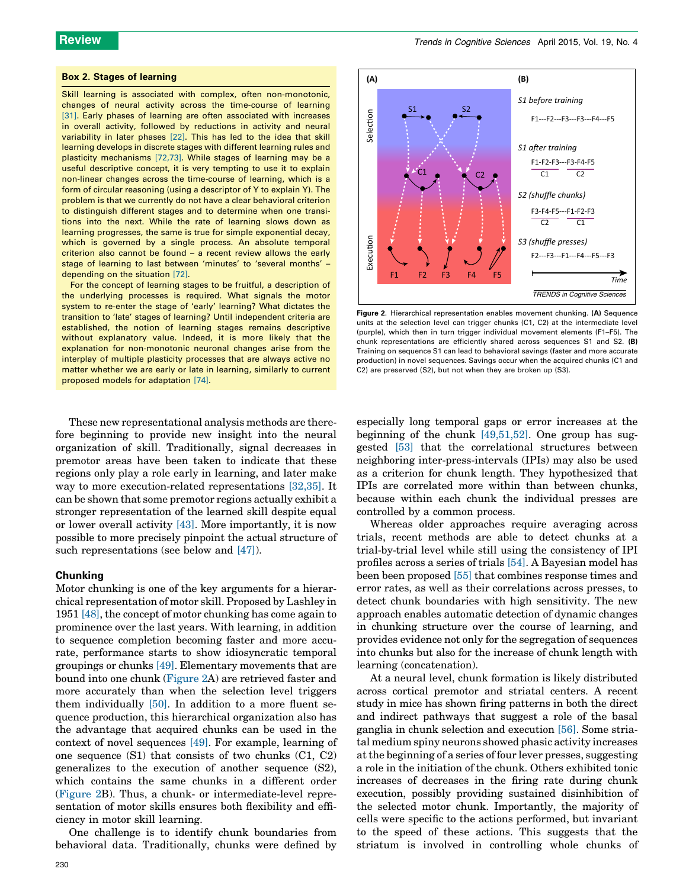### Box 2. Stages of learning

Skill learning is associated with complex, often non-monotonic, changes of neural activity across the time-course of learning [31]. Early phases of learning are often associated with increases in overall activity, followed by reductions in activity and neural variability in later phases [22]. This has led to the idea that skill learning develops in discrete stages with different learning rules and plasticity mechanisms [72,73]. While stages of learning may be a useful descriptive concept, it is very tempting to use it to explain non-linear changes across the time-course of learning, which is a form of circular reasoning (using a descriptor of Y to explain Y). The problem is that we currently do not have a clear behavioral criterion to distinguish different stages and to determine when one transitions into the next. While the rate of learning slows down as learning progresses, the same is true for simple exponential decay, which is governed by a single process. An absolute temporal criterion also cannot be found – a recent review allows the early stage of learning to last between 'minutes' to 'several months' – depending on the situation [72].

For the concept of learning stages to be fruitful, a description of the underlying processes is required. What signals the motor system to re-enter the stage of 'early' learning? What dictates the transition to 'late' stages of learning? Until independent criteria are established, the notion of learning stages remains descriptive without explanatory value. Indeed, it is more likely that the explanation for non-monotonic neuronal changes arise from the interplay of multiple plasticity processes that are always active no matter whether we are early or late in learning, similarly to current proposed models for adaptation [74].

Figure 2. Hierarchical representation enables movement chunking. **(A)** Sequence units at the selection level can trigger chunks (C1, C2) at the intermediate level (purple), which then in turn trigger individual movement elements (F1–F5). The chunk representations are efficiently shared across sequences S1 and S2. **(B)** Training on sequence S1 can lead to behavioral savings (faster and more accurate production) in novel sequences. Savings occur when the acquired chunks (C1 and C2) are preserved (S2), but not when they are broken up (S3).

These new representational analysis methods are therefore beginning to provide new insight into the neural organization of skill. Traditionally, signal decreases in premotor areas have been taken to indicate that these regions only play a role early in learning, and later make way to more execution-related representations [32,35]. It can be shown that some premotor regions actually exhibit a stronger representation of the learned skill despite equal or lower overall activity [43]. More importantly, it is now possible to more precisely pinpoint the actual structure of such representations (see below and [47]).

### Chunking

Motor chunking is one of the key arguments for a hierarchical representation of motor skill. Proposed by Lashley in 1951 [48], the concept of motor chunking has come again to prominence over the last years. With learning, in addition to sequence completion becoming faster and more accurate, performance starts to show idiosyncratic temporal groupings or chunks [49]. Elementary movements that are bound into one chunk (Figure 2A) are retrieved faster and more accurately than when the selection level triggers them individually [50]. In addition to a more fluent sequence production, this hierarchical organization also has the advantage that acquired chunks can be used in the context of novel sequences [49]. For example, learning of one sequence (S1) that consists of two chunks (C1, C2) generalizes to the execution of another sequence (S2), which contains the same chunks in a different order (Figure 2B). Thus, a chunk- or intermediate-level representation of motor skills ensures both flexibility and efficiency in motor skill learning.

One challenge is to identify chunk boundaries from behavioral data. Traditionally, chunks were defined by especially long temporal gaps or error increases at the beginning of the chunk [49,51,52]. One group has suggested [53] that the correlational structures between neighboring inter-press-intervals (IPIs) may also be used as a criterion for chunk length. They hypothesized that IPIs are correlated more within than between chunks, because within each chunk the individual presses are controlled by a common process.

Whereas older approaches require averaging across trials, recent methods are able to detect chunks at a trial-by-trial level while still using the consistency of IPI profiles across a series of trials [54]. A Bayesian model has been been proposed [55] that combines response times and error rates, as well as their correlations across presses, to detect chunk boundaries with high sensitivity. The new approach enables automatic detection of dynamic changes in chunking structure over the course of learning, and provides evidence not only for the segregation of sequences into chunks but also for the increase of chunk length with learning (concatenation).

At a neural level, chunk formation is likely distributed across cortical premotor and striatal centers. A recent study in mice has shown firing patterns in both the direct and indirect pathways that suggest a role of the basal ganglia in chunk selection and execution [56]. Some striatal medium spiny neurons showed phasic activity increases at the beginning of a series of four lever presses, suggesting a role in the initiation of the chunk. Others exhibited tonic increases of decreases in the firing rate during chunk execution, possibly providing sustained disinhibition of the selected motor chunk. Importantly, the majority of cells were specific to the actions performed, but invariant to the speed of these actions. This suggests that the striatum is involved in controlling whole chunks of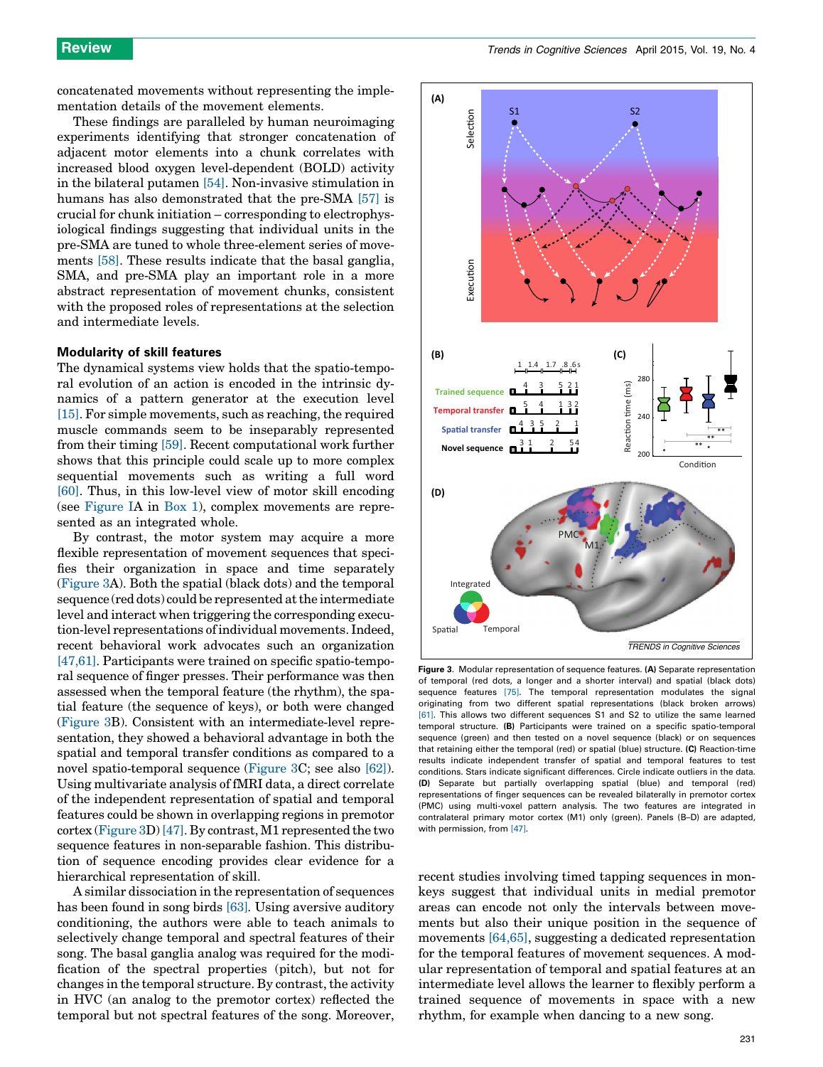concatenated movements without representing the implementation details of the movement elements.

These findings are paralleled by human neuroimaging experiments identifying that stronger concatenation of adjacent motor elements into a chunk correlates with increased blood oxygen level-dependent (BOLD) activity in the bilateral putamen [54]. Non-invasive stimulation in humans has also demonstrated that the pre-SMA [57] is crucial for chunk initiation – corresponding to electrophysiological findings suggesting that individual units in the pre-SMA are tuned to whole three-element series of movements [58]. These results indicate that the basal ganglia, SMA, and pre-SMA play an important role in a more abstract representation of movement chunks, consistent with the proposed roles of representations at the selection and intermediate levels.

### Modularity of skill features

The dynamical systems view holds that the spatio-temporal evolution of an action is encoded in the intrinsic dynamics of a pattern generator at the execution level [15]. For simple movements, such as reaching, the required muscle commands seem to be inseparably represented from their timing [59]. Recent computational work further shows that this principle could scale up to more complex sequential movements such as writing a full word [60]. Thus, in this low-level view of motor skill encoding (see Figure IA in Box 1), complex movements are represented as an integrated whole.

By contrast, the motor system may acquire a more flexible representation of movement sequences that specifies their organization in space and time separately (Figure 3A). Both the spatial (black dots) and the temporal sequence (red dots) could be represented at the intermediate level and interact when triggering the corresponding execution-level representations of individual movements. Indeed, recent behavioral work advocates such an organization [47,61]. Participants were trained on specific spatio-temporal sequence of finger presses. Their performance was then assessed when the temporal feature (the rhythm), the spatial feature (the sequence of keys), or both were changed (Figure 3B). Consistent with an intermediate-level representation, they showed a behavioral advantage in both the spatial and temporal transfer conditions as compared to a novel spatio-temporal sequence (Figure 3C; see also [62]). Using multivariate analysis of fMRI data, a direct correlate of the independent representation of spatial and temporal features could be shown in overlapping regions in premotor cortex (Figure 3D) [47]. By contrast, M1 represented the two sequence features in non-separable fashion. This distribution of sequence encoding provides clear evidence for a hierarchical representation of skill.

A similar dissociation in the representation of sequences has been found in song birds [63]. Using aversive auditory conditioning, the authors were able to teach animals to selectively change temporal and spectral features of their song. The basal ganglia analog was required for the modification of the spectral properties (pitch), but not for changes in the temporal structure. By contrast, the activity in HVC (an analog to the premotor cortex) reflected the temporal but not spectral features of the song. Moreover, recent studies involving timed tapping sequences in monkeys suggest that individual units in medial premotor areas can encode not only the intervals between movements but also their unique position in the sequence of movements [64,65], suggesting a dedicated representation for the temporal features of movement sequences. A modular representation of temporal and spatial features at an intermediate level allows the learner to flexibly perform a trained sequence of movements in space with a new rhythm, for example when dancing to a new song.

**Figure 3.** Modular representation of sequence features. **(A)** Separate representation of temporal (red dots, a longer and a shorter interval) and spatial (black dots) sequence features [75]. The temporal representation modulates the signal originating from two different spatial representations (black broken arrows) [61]. This allows two different sequences S1 and S2 to utilize the same learned temporal structure. **(B)** Participants were trained on a specific spatio-temporal sequence (green) and then tested on a novel sequence (black) or on sequences that retaining either the temporal (red) or spatial (blue) structure. **(C)** Reaction-time results indicate independent transfer of spatial and temporal features to test conditions. Stars indicate significant differences. Circle indicate outliers in the data. **(D)** Separate but partially overlapping spatial (blue) and temporal (red) representations of finger sequences can be revealed bilaterally in premotor cortex (PMC) using multi-voxel pattern analysis. The two features are integrated in contralateral primary motor cortex (M1) only (green). Panels (B–D) are adapted, with permission, from [47].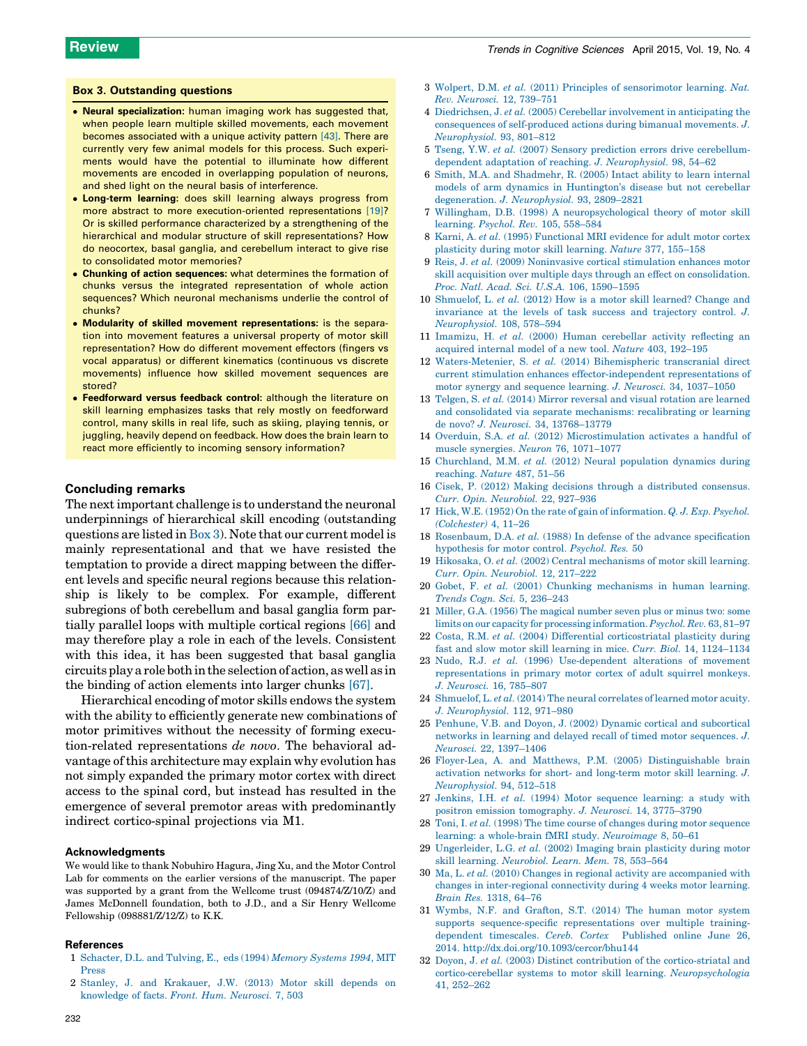### Box 3. Outstanding questions

- **Neural specialization:** human imaging work has suggested that, when people learn multiple skilled movements, each movement becomes associated with a unique activity pattern [43]. There are currently very few animal models for this process. Such experiments would have the potential to illuminate how different movements are encoded in overlapping population of neurons, and shed light on the neural basis of interference.
- **Long-term learning:** does skill learning always progress from more abstract to more execution-oriented representations [19]? Or is skilled performance characterized by a strengthening of the hierarchical and modular structure of skill representations? How do neocortex, basal ganglia, and cerebellum interact to give rise to consolidated motor memories?
- **Chunking of action sequences:** what determines the formation of chunks versus the integrated representation of whole action sequences? Which neuronal mechanisms underlie the control of chunks?
- **Modularity of skilled movement representations:** is the separation into movement features a universal property of motor skill representation? How do different movement effectors (fingers vs vocal apparatus) or different kinematics (continuous vs discrete movements) influence how skilled movement sequences are stored?
- **Feedforward versus feedback control:** although the literature on skill learning emphasizes tasks that rely mostly on feedforward control, many skills in real life, such as skiing, playing tennis, or juggling, heavily depend on feedback. How does the brain learn to react more efficiently to incoming sensory information?

## Concluding remarks

The next important challenge is to understand the neuronal underpinnings of hierarchical skill encoding (outstanding questions are listed in Box 3). Note that our current model is mainly representational and that we have resisted the temptation to provide a direct mapping between the different levels and specific neural regions because this relationship is likely to be complex. For example, different subregions of both cerebellum and basal ganglia form partially parallel loops with multiple cortical regions [66] and may therefore play a role in each of the levels. Consistent with this idea, it has been suggested that basal ganglia circuits play a role both in the selection of action, as well as in the binding of action elements into larger chunks [67].

Hierarchical encoding of motor skills endows the system with the ability to efficiently generate new combinations of motor primitives without the necessity of forming execution-related representations *de novo*. The behavioral advantage of this architecture may explain why evolution has not simply expanded the primary motor cortex with direct access to the spinal cord, but instead has resulted in the emergence of several premotor areas with predominantly indirect cortico-spinal projections via M1.

### Acknowledgments

We would like to thank Nobuhiro Hagura, Jing Xu, and the Motor Control Lab for comments on the earlier versions of the manuscript. The paper was supported by a grant from the Wellcome trust (094874/Z/10/Z) and James McDonnell foundation, both to J.D., and a Sir Henry Wellcome Fellowship (098881/Z/12/Z) to K.K.

### References

1. Schacter, D.L. and Tulving, E., eds (1994) *Memory Systems 1994*, MIT Press
2. Stanley, J. and Krakauer, J.W. (2013) Motor skill depends on knowledge of facts. *Front. Hum. Neurosci.* 7, 503
3. Wolpert, D.M. *et al.* (2011) Principles of sensorimotor learning. *Nat. Rev. Neurosci.* 12, 739–751
4. Diedrichsen, J. *et al.* (2005) Cerebellar involvement in anticipating the consequences of self-produced actions during bimanual movements. *J. Neurophysiol.* 93, 801–812
5. Tseng, Y.W. *et al.* (2007) Sensory prediction errors drive cerebellum-dependent adaptation of reaching. *J. Neurophysiol.* 98, 54–62
6. Smith, M.A. and Shadmehr, R. (2005) Intact ability to learn internal models of arm dynamics in Huntington's disease but not cerebellar degeneration. *J. Neurophysiol.* 93, 2809–2821
7. Willingham, D.B. (1998) A neuropsychological theory of motor skill learning. *Psychol. Rev.* 105, 558–584
8. Karni, A. *et al.* (1995) Functional MRI evidence for adult motor cortex plasticity during motor skill learning. *Nature* 377, 155–158
9. Reis, J. *et al.* (2009) Noninvasive cortical stimulation enhances motor skill acquisition over multiple days through an effect on consolidation. *Proc. Natl. Acad. Sci. U.S.A.* 106, 1590–1595
10. Shmuelof, L. *et al.* (2012) How is a motor skill learned? Change and invariance at the levels of task success and trajectory control. *J. Neurophysiol.* 108, 578–594
11. Imamizu, H. *et al.* (2000) Human cerebellar activity reflecting an acquired internal model of a new tool. *Nature* 403, 192–195
12. Waters-Metenier, S. *et al.* (2014) Bihemispheric transcranial direct current stimulation enhances effector-independent representations of motor synergy and sequence learning. *J. Neurosci.* 34, 1037–1050
13. Telgen, S. *et al.* (2014) Mirror reversal and visual rotation are learned and consolidated via separate mechanisms: recalibrating or learning de novo? *J. Neurosci.* 34, 13768–13779
14. Overduin, S.A. *et al.* (2012) Microstimulation activates a handful of muscle synergies. *Neuron* 76, 1071–1077
15. Churchland, M.M. *et al.* (2012) Neural population dynamics during reaching. *Nature* 487, 51–56
16. Cisek, P. (2012) Making decisions through a distributed consensus. *Curr. Opin. Neurobiol.* 22, 927–936
17. Hick, W.E. (1952) On the rate of gain of information. *Q. J. Exp. Psychol. (Colchester)* 4, 11–26
18. Rosenbaum, D.A. *et al.* (1988) In defense of the advance specification hypothesis for motor control. *Psychol. Res.* 50
19. Hikosaka, O. *et al.* (2002) Central mechanisms of motor skill learning. *Curr. Opin. Neurobiol.* 12, 217–222
20. Gobet, F. *et al.* (2001) Chunking mechanisms in human learning. *Trends Cogn. Sci.* 5, 236–243
21. Miller, G.A. (1956) The magical number seven plus or minus two: some limits on our capacity for processing information. *Psychol. Rev.* 63, 81–97
22. Costa, R.M. *et al.* (2004) Differential corticostriatal plasticity during fast and slow motor skill learning in mice. *Curr. Biol.* 14, 1124–1134
23. Nudo, R.J. *et al.* (1996) Use-dependent alterations of movement representations in primary motor cortex of adult squirrel monkeys. *J. Neurosci.* 16, 785–807
24. Shmuelof, L. *et al.* (2014) The neural correlates of learned motor acuity. *J. Neurophysiol.* 112, 971–980
25. Penhune, V.B. and Doyon, J. (2002) Dynamic cortical and subcortical networks in learning and delayed recall of timed motor sequences. *J. Neurosci.* 22, 1397–1406
26. Floyer-Lea, A. and Matthews, P.M. (2005) Distinguishable brain activation networks for short- and long-term motor skill learning. *J. Neurophysiol.* 94, 512–518
27. Jenkins, I.H. *et al.* (1994) Motor sequence learning: a study with positron emission tomography. *J. Neurosci.* 14, 3775–3790
28. Toni, I. *et al.* (1998) The time course of changes during motor sequence learning: a whole-brain fMRI study. *Neuroimage* 8, 50–61
29. Ungerleider, L.G. *et al.* (2002) Imaging brain plasticity during motor skill learning. *Neurobiol. Learn. Mem.* 78, 553–564
30. Ma, L. *et al.* (2010) Changes in regional activity are accompanied with changes in inter-regional connectivity during 4 weeks motor learning. *Brain Res.* 1318, 64–76
31. Wymbs, N.F. and Grafton, S.T. (2014) The human motor system supports sequence-specific representations over multiple training-dependent timescales. *Cereb. Cortex* Published online June 26, 2014. http://dx.doi.org/10.1093/cercor/bhu144
32. Doyon, J. *et al.* (2003) Distinct contribution of the cortico-striatal and cortico-cerebellar systems to motor skill learning. *Neuropsychologia* 41, 252–262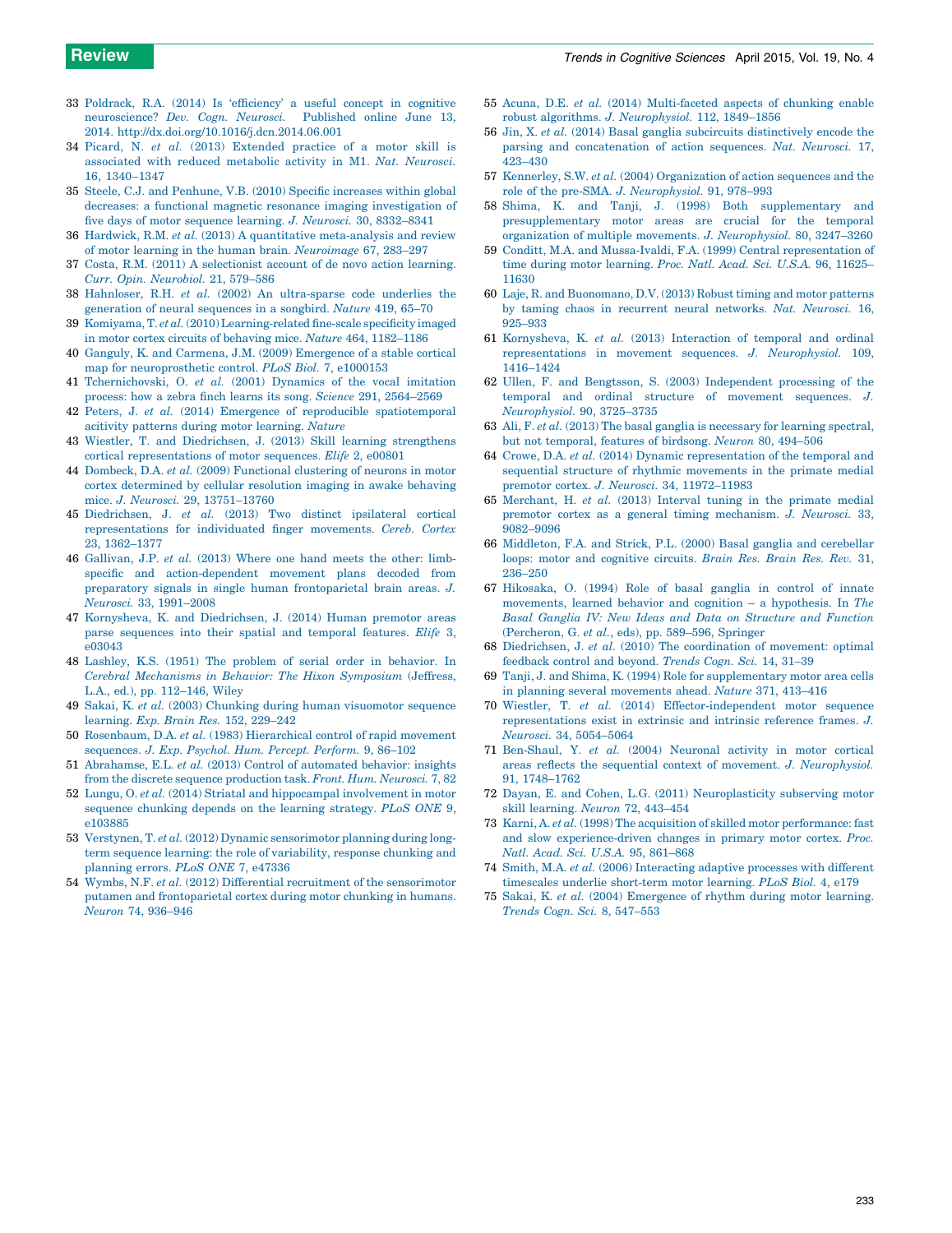33 Poldrack, R.A. (2014) Is 'efficiency' a useful concept in cognitive neuroscience? *Dev. Cogn. Neurosci.* Published online June 13, 2014. http://dx.doi.org/10.1016/j.dcn.2014.06.001

34 Picard, N. *et al.* (2013) Extended practice of a motor skill is associated with reduced metabolic activity in M1. *Nat. Neurosci.* 16, 1340–1347

35 Steele, C.J. and Penhune, V.B. (2010) Specific increases within global decreases: a functional magnetic resonance imaging investigation of five days of motor sequence learning. *J. Neurosci.* 30, 8332–8341

36 Hardwick, R.M. *et al.* (2013) A quantitative meta-analysis and review of motor learning in the human brain. *Neuroimage* 67, 283–297

37 Costa, R.M. (2011) A selectionist account of de novo action learning. *Curr. Opin. Neurobiol.* 21, 579–586

38 Hahnloser, R.H. *et al.* (2002) An ultra-sparse code underlies the generation of neural sequences in a songbird. *Nature* 419, 65–70

39 Komiyama, T. *et al.* (2010) Learning-related fine-scale specificity imaged in motor cortex circuits of behaving mice. *Nature* 464, 1182–1186

40 Ganguly, K. and Carmena, J.M. (2009) Emergence of a stable cortical map for neuroprosthetic control. *PLoS Biol.* 7, e1000153

41 Tchernichovski, O. *et al.* (2001) Dynamics of the vocal imitation process: how a zebra finch learns its song. *Science* 291, 2564–2569

42 Peters, J. *et al.* (2014) Emergence of reproducible spatiotemporal acitivity patterns during motor learning. *Nature*

43 Wiestler, T. and Diedrichsen, J. (2013) Skill learning strengthens cortical representations of motor sequences. *Elife* 2, e00801

44 Dombeck, D.A. *et al.* (2009) Functional clustering of neurons in motor cortex determined by cellular resolution imaging in awake behaving mice. *J. Neurosci.* 29, 13751–13760

45 Diedrichsen, J. *et al.* (2013) Two distinct ipsilateral cortical representations for individuated finger movements. *Cereb. Cortex* 23, 1362–1377

46 Gallivan, J.P. *et al.* (2013) Where one hand meets the other: limb-specific and action-dependent movement plans decoded from preparatory signals in single human frontoparietal brain areas. *J. Neurosci.* 33, 1991–2008

47 Kornysheva, K. and Diedrichsen, J. (2014) Human premotor areas parse sequences into their spatial and temporal features. *Elife* 3, e03043

48 Lashley, K.S. (1951) The problem of serial order in behavior. In *Cerebral Mechanisms in Behavior: The Hixon Symposium* (Jeffress, L.A., ed.), pp. 112–146, Wiley

49 Sakai, K. *et al.* (2003) Chunking during human visuomotor sequence learning. *Exp. Brain Res.* 152, 229–242

50 Rosenbaum, D.A. *et al.* (1983) Hierarchical control of rapid movement sequences. *J. Exp. Psychol. Hum. Percept. Perform.* 9, 86–102

51 Abrahamse, E.L. *et al.* (2013) Control of automated behavior: insights from the discrete sequence production task. *Front. Hum. Neurosci.* 7, 82

52 Lungu, O. *et al.* (2014) Striatal and hippocampal involvement in motor sequence chunking depends on the learning strategy. *PLoS ONE* 9, e103885

53 Verstynen, T. *et al.* (2012) Dynamic sensorimotor planning during long-term sequence learning: the role of variability, response chunking and planning errors. *PLoS ONE* 7, e47336

54 Wymbs, N.F. *et al.* (2012) Differential recruitment of the sensorimotor putamen and frontoparietal cortex during motor chunking in humans. *Neuron* 74, 936–946

55 Acuna, D.E. *et al.* (2014) Multi-faceted aspects of chunking enable robust algorithms. *J. Neurophysiol.* 112, 1849–1856

56 Jin, X. *et al.* (2014) Basal ganglia subcircuits distinctively encode the parsing and concatenation of action sequences. *Nat. Neurosci.* 17, 423–430

57 Kennerley, S.W. *et al.* (2004) Organization of action sequences and the role of the pre-SMA. *J. Neurophysiol.* 91, 978–993

58 Shima, K. and Tanji, J. (1998) Both supplementary and presupplementary motor areas are crucial for the temporal organization of multiple movements. *J. Neurophysiol.* 80, 3247–3260

59 Conditt, M.A. and Mussa-Ivaldi, F.A. (1999) Central representation of time during motor learning. *Proc. Natl. Acad. Sci. U.S.A.* 96, 11625–11630

60 Laje, R. and Buonomano, D.V. (2013) Robust timing and motor patterns by taming chaos in recurrent neural networks. *Nat. Neurosci.* 16, 925–933

61 Kornysheva, K. *et al.* (2013) Interaction of temporal and ordinal representations in movement sequences. *J. Neurophysiol.* 109, 1416–1424

62 Ullen, F. and Bengtsson, S. (2003) Independent processing of the temporal and ordinal structure of movement sequences. *J. Neurophysiol.* 90, 3725–3735

63 Ali, F. *et al.* (2013) The basal ganglia is necessary for learning spectral, but not temporal, features of birdsong. *Neuron* 80, 494–506

64 Crowe, D.A. *et al.* (2014) Dynamic representation of the temporal and sequential structure of rhythmic movements in the primate medial premotor cortex. *J. Neurosci.* 34, 11972–11983

65 Merchant, H. *et al.* (2013) Interval tuning in the primate medial premotor cortex as a general timing mechanism. *J. Neurosci.* 33, 9082–9096

66 Middleton, F.A. and Strick, P.L. (2000) Basal ganglia and cerebellar loops: motor and cognitive circuits. *Brain Res. Brain Res. Rev.* 31, 236–250

67 Hikosaka, O. (1994) Role of basal ganglia in control of innate movements, learned behavior and cognition – a hypothesis. In *The Basal Ganglia IV: New Ideas and Data on Structure and Function* (Percheron, G. *et al.*, eds), pp. 589–596, Springer

68 Diedrichsen, J. *et al.* (2010) The coordination of movement: optimal feedback control and beyond. *Trends Cogn. Sci.* 14, 31–39

69 Tanji, J. and Shima, K. (1994) Role for supplementary motor area cells in planning several movements ahead. *Nature* 371, 413–416

70 Wiestler, T. *et al.* (2014) Effector-independent motor sequence representations exist in extrinsic and intrinsic reference frames. *J. Neurosci.* 34, 5054–5064

71 Ben-Shaul, Y. *et al.* (2004) Neuronal activity in motor cortical areas reflects the sequential context of movement. *J. Neurophysiol.* 91, 1748–1762

72 Dayan, E. and Cohen, L.G. (2011) Neuroplasticity subserving motor skill learning. *Neuron* 72, 443–454

73 Karni, A. *et al.* (1998) The acquisition of skilled motor performance: fast and slow experience-driven changes in primary motor cortex. *Proc. Natl. Acad. Sci. U.S.A.* 95, 861–868

74 Smith, M.A. *et al.* (2006) Interacting adaptive processes with different timescales underlie short-term motor learning. *PLoS Biol.* 4, e179

75 Sakai, K. *et al.* (2004) Emergence of rhythm during motor learning. *Trends Cogn. Sci.* 8, 547–553